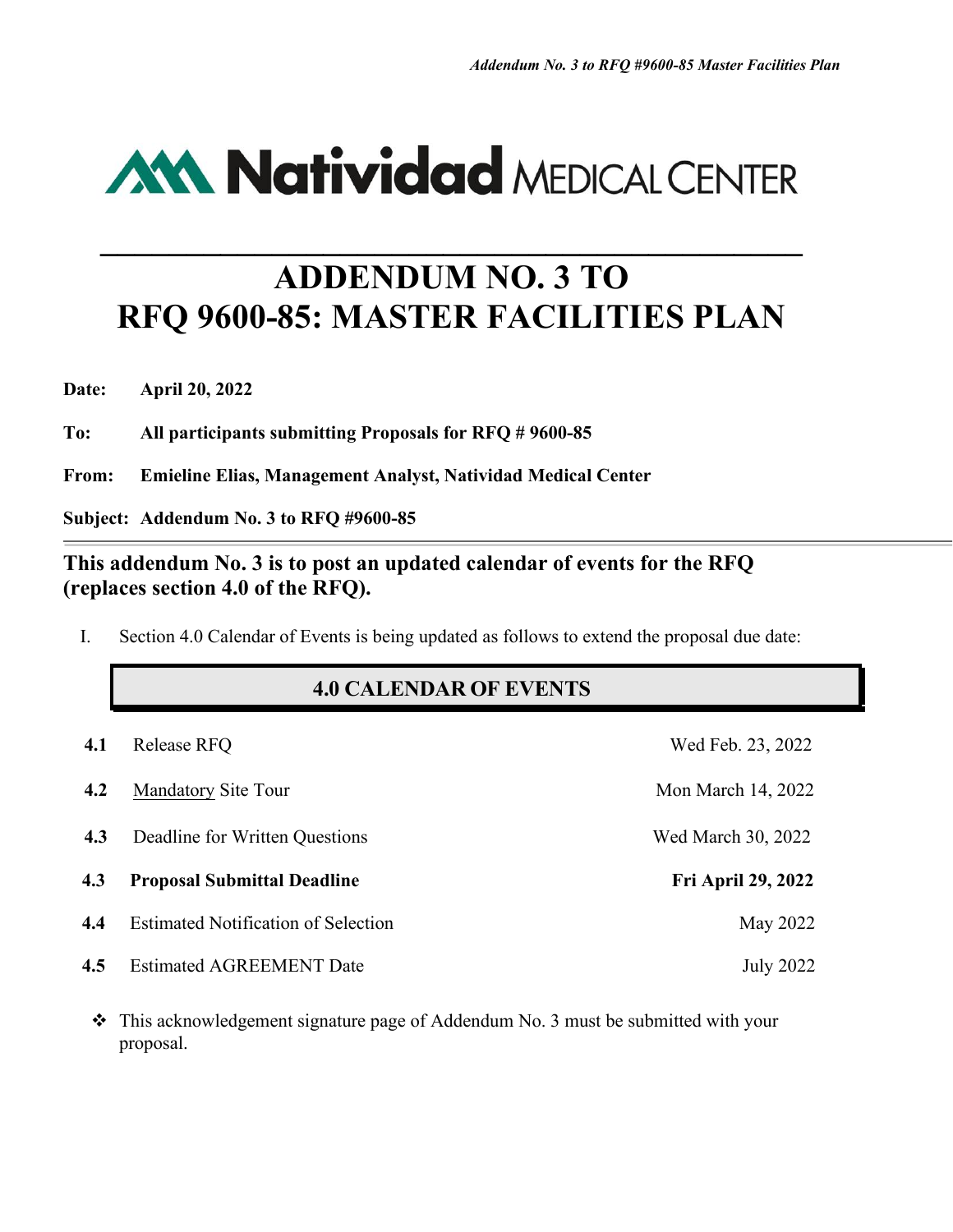Natividad MEDICAL CENTER

# ADDENDUM NO. 3 TO RFQ 9600-85: MASTER FACILITIES PLAN

**Date:** **April 20, 2022**

**To:** **All participants submitting Proposals for RFQ # 9600-85**

**From:** **Emieline Elias, Management Analyst, Natividad Medical Center**

**Subject:** **Addendum No. 3 to RFQ #9600-85**

---

**This addendum No. 3 is to post an updated calendar of events for the RFQ (replaces section 4.0 of the RFQ).**

I. Section 4.0 Calendar of Events is being updated as follows to extend the proposal due date:

## 4.0 CALENDAR OF EVENTS

| | | |
|---|---|---|
| **4.1** | Release RFQ | Wed Feb. 23, 2022 |
| **4.2** | Mandatory Site Tour | Mon March 14, 2022 |
| **4.3** | Deadline for Written Questions | Wed March 30, 2022 |
| **4.3** | **Proposal Submittal Deadline** | **Fri April 29, 2022** |
| **4.4** | Estimated Notification of Selection | May 2022 |
| **4.5** | Estimated AGREEMENT Date | July 2022 |

- This acknowledgement signature page of Addendum No. 3 must be submitted with your proposal.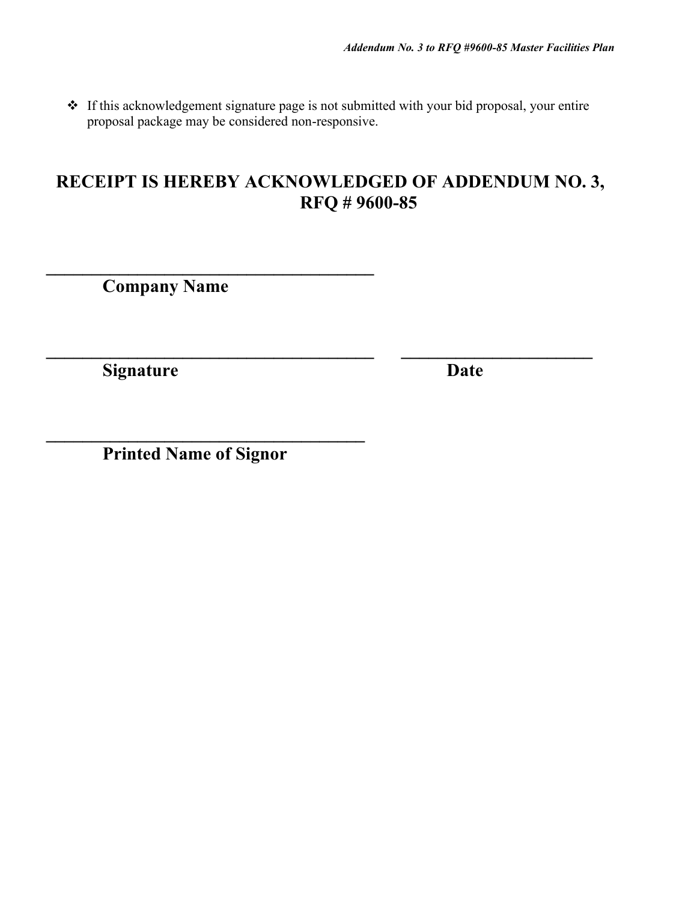- If this acknowledgement signature page is not submitted with your bid proposal, your entire proposal package may be considered non-responsive.

## RECEIPT IS HEREBY ACKNOWLEDGED OF ADDENDUM NO. 3, RFQ # 9600-85

______________________________________
**Company Name**

______________________________________ ______________________
**Signature** **Date**

______________________________________
**Printed Name of Signor**